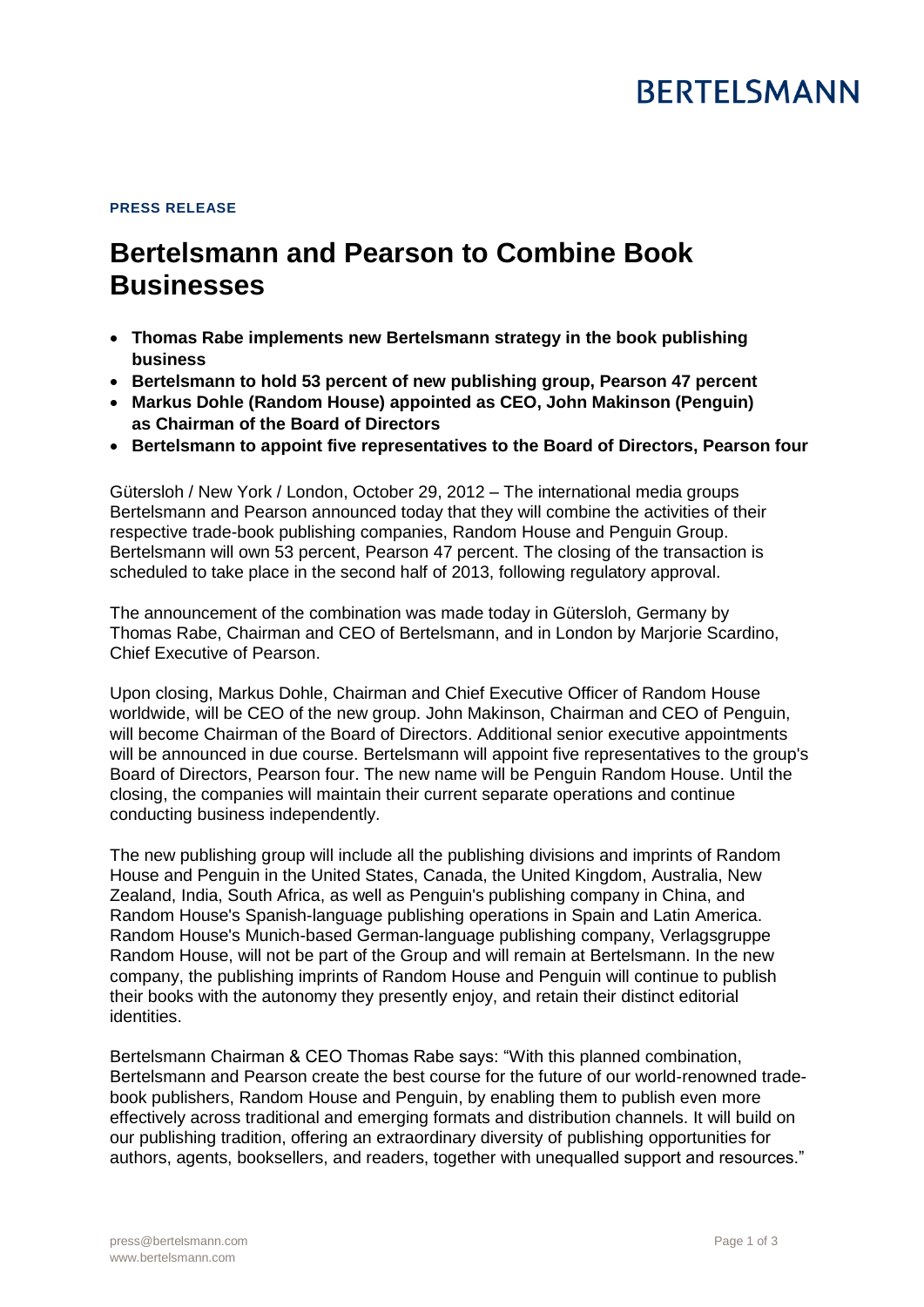**PRESS RELEASE**

# Bertelsmann and Pearson to Combine Book Businesses

- **Thomas Rabe implements new Bertelsmann strategy in the book publishing business**
- **Bertelsmann to hold 53 percent of new publishing group, Pearson 47 percent**
- **Markus Dohle (Random House) appointed as CEO, John Makinson (Penguin) as Chairman of the Board of Directors**
- **Bertelsmann to appoint five representatives to the Board of Directors, Pearson four**

Gütersloh / New York / London, October 29, 2012 – The international media groups Bertelsmann and Pearson announced today that they will combine the activities of their respective trade-book publishing companies, Random House and Penguin Group. Bertelsmann will own 53 percent, Pearson 47 percent. The closing of the transaction is scheduled to take place in the second half of 2013, following regulatory approval.

The announcement of the combination was made today in Gütersloh, Germany by Thomas Rabe, Chairman and CEO of Bertelsmann, and in London by Marjorie Scardino, Chief Executive of Pearson.

Upon closing, Markus Dohle, Chairman and Chief Executive Officer of Random House worldwide, will be CEO of the new group. John Makinson, Chairman and CEO of Penguin, will become Chairman of the Board of Directors. Additional senior executive appointments will be announced in due course. Bertelsmann will appoint five representatives to the group's Board of Directors, Pearson four. The new name will be Penguin Random House. Until the closing, the companies will maintain their current separate operations and continue conducting business independently.

The new publishing group will include all the publishing divisions and imprints of Random House and Penguin in the United States, Canada, the United Kingdom, Australia, New Zealand, India, South Africa, as well as Penguin's publishing company in China, and Random House's Spanish-language publishing operations in Spain and Latin America. Random House's Munich-based German-language publishing company, Verlagsgruppe Random House, will not be part of the Group and will remain at Bertelsmann. In the new company, the publishing imprints of Random House and Penguin will continue to publish their books with the autonomy they presently enjoy, and retain their distinct editorial identities.

Bertelsmann Chairman & CEO Thomas Rabe says: "With this planned combination, Bertelsmann and Pearson create the best course for the future of our world-renowned trade-book publishers, Random House and Penguin, by enabling them to publish even more effectively across traditional and emerging formats and distribution channels. It will build on our publishing tradition, offering an extraordinary diversity of publishing opportunities for authors, agents, booksellers, and readers, together with unequalled support and resources."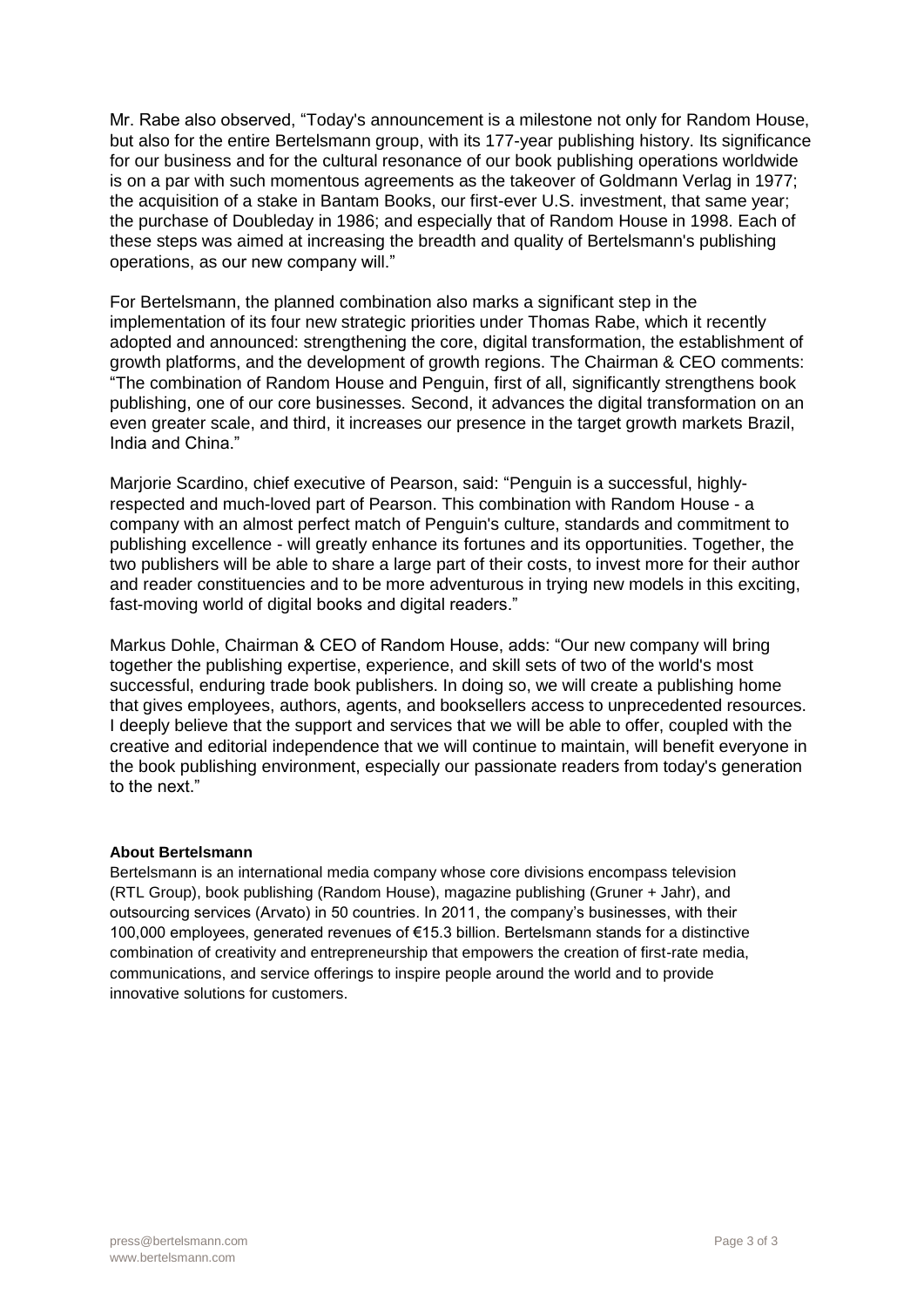Mr. Rabe also observed, “Today's announcement is a milestone not only for Random House, but also for the entire Bertelsmann group, with its 177-year publishing history. Its significance for our business and for the cultural resonance of our book publishing operations worldwide is on a par with such momentous agreements as the takeover of Goldmann Verlag in 1977; the acquisition of a stake in Bantam Books, our first-ever U.S. investment, that same year; the purchase of Doubleday in 1986; and especially that of Random House in 1998. Each of these steps was aimed at increasing the breadth and quality of Bertelsmann's publishing operations, as our new company will.”

For Bertelsmann, the planned combination also marks a significant step in the implementation of its four new strategic priorities under Thomas Rabe, which it recently adopted and announced: strengthening the core, digital transformation, the establishment of growth platforms, and the development of growth regions. The Chairman & CEO comments: “The combination of Random House and Penguin, first of all, significantly strengthens book publishing, one of our core businesses. Second, it advances the digital transformation on an even greater scale, and third, it increases our presence in the target growth markets Brazil, India and China.”

Marjorie Scardino, chief executive of Pearson, said: “Penguin is a successful, highly-respected and much-loved part of Pearson. This combination with Random House - a company with an almost perfect match of Penguin's culture, standards and commitment to publishing excellence - will greatly enhance its fortunes and its opportunities. Together, the two publishers will be able to share a large part of their costs, to invest more for their author and reader constituencies and to be more adventurous in trying new models in this exciting, fast-moving world of digital books and digital readers.”

Markus Dohle, Chairman & CEO of Random House, adds: “Our new company will bring together the publishing expertise, experience, and skill sets of two of the world's most successful, enduring trade book publishers. In doing so, we will create a publishing home that gives employees, authors, agents, and booksellers access to unprecedented resources. I deeply believe that the support and services that we will be able to offer, coupled with the creative and editorial independence that we will continue to maintain, will benefit everyone in the book publishing environment, especially our passionate readers from today's generation to the next.”

**About Bertelsmann**

Bertelsmann is an international media company whose core divisions encompass television (RTL Group), book publishing (Random House), magazine publishing (Gruner + Jahr), and outsourcing services (Arvato) in 50 countries. In 2011, the company’s businesses, with their 100,000 employees, generated revenues of €15.3 billion. Bertelsmann stands for a distinctive combination of creativity and entrepreneurship that empowers the creation of first-rate media, communications, and service offerings to inspire people around the world and to provide innovative solutions for customers.

press@bertelsmann.com
www.bertelsmann.com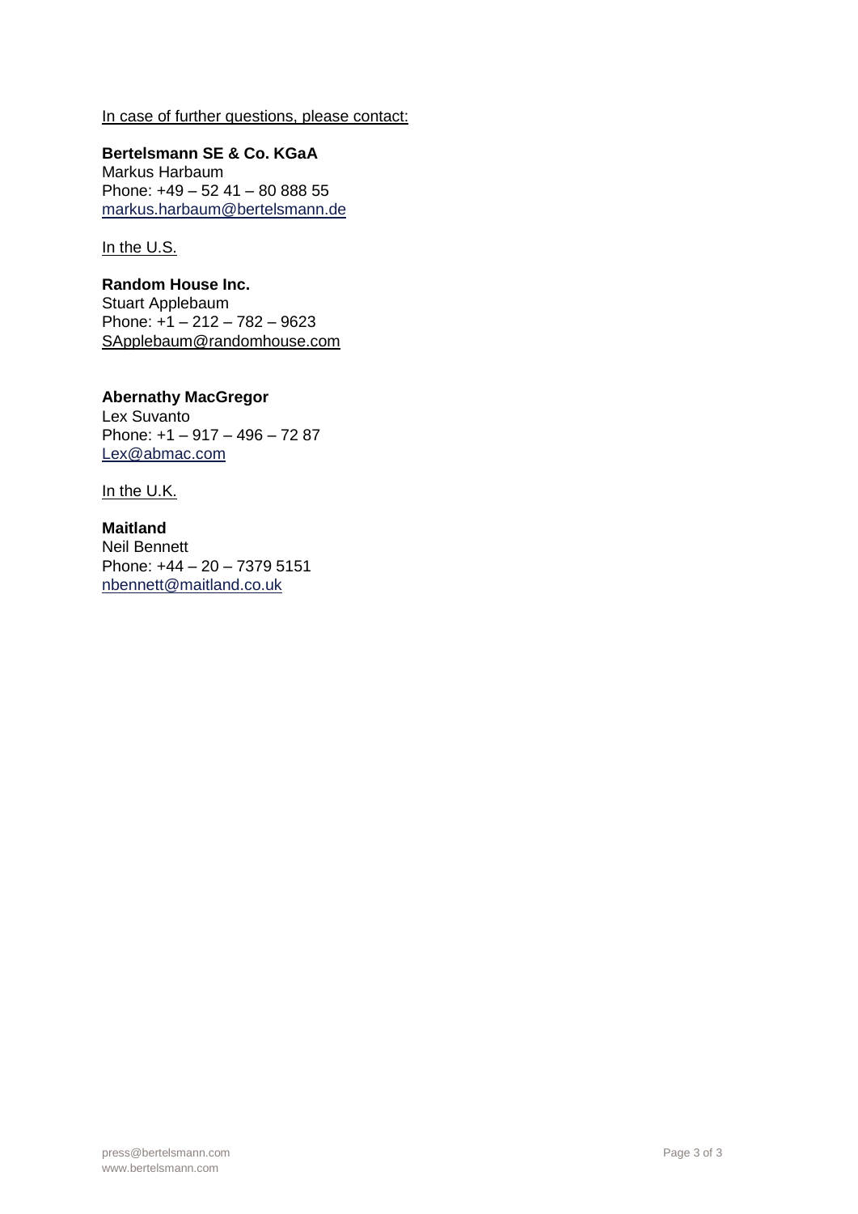In case of further questions, please contact:

**Bertelsmann SE & Co. KGaA**
Markus Harbaum
Phone: +49 – 52 41 – 80 888 55
markus.harbaum@bertelsmann.de

In the U.S.

**Random House Inc.**
Stuart Applebaum
Phone: +1 – 212 – 782 – 9623
SApplebaum@randomhouse.com

**Abernathy MacGregor**
Lex Suvanto
Phone: +1 – 917 – 496 – 72 87
Lex@abmac.com

In the U.K.

**Maitland**
Neil Bennett
Phone: +44 – 20 – 7379 5151
nbennett@maitland.co.uk

press@bertelsmann.com
www.bertelsmann.com